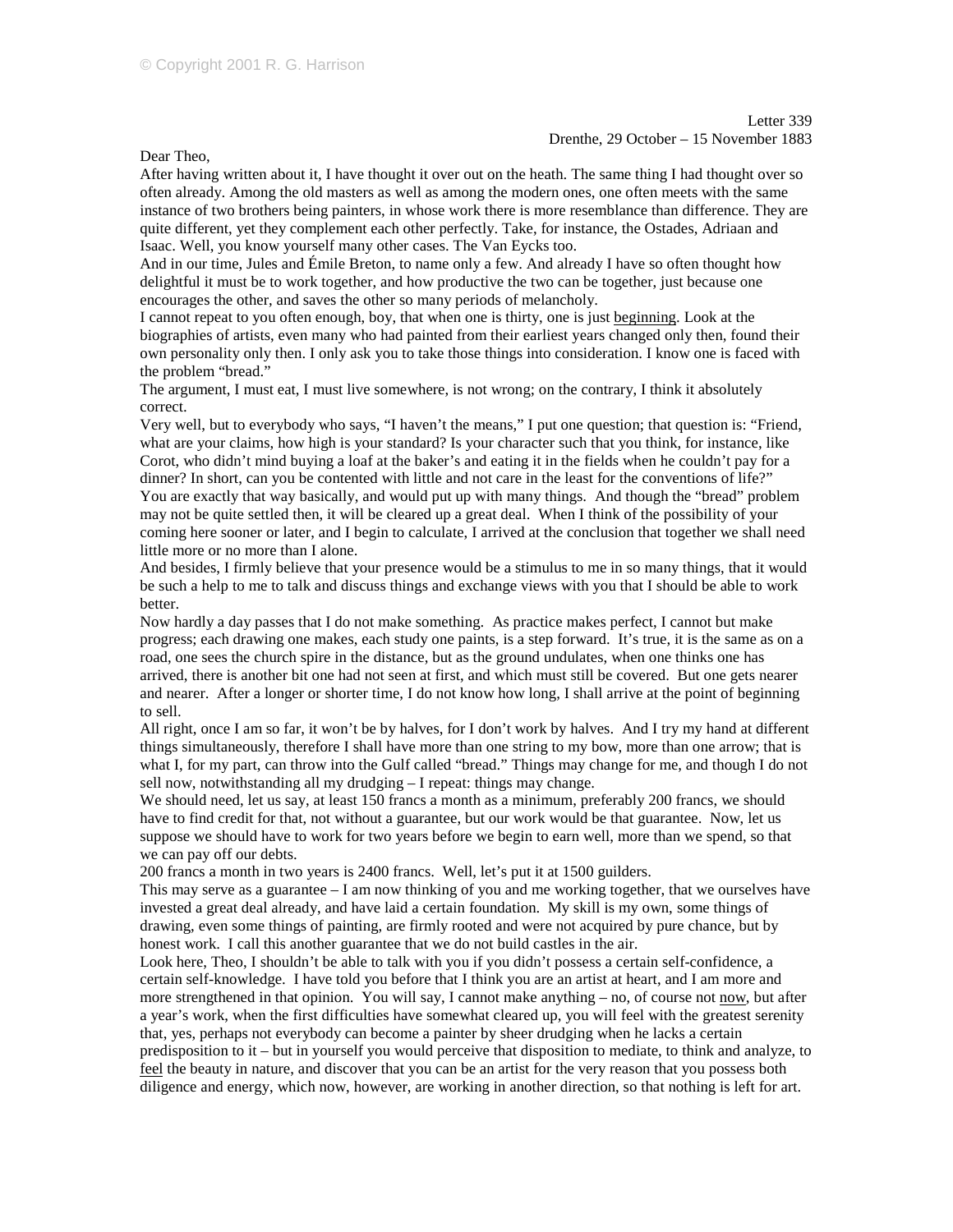Letter 339
Drenthe, 29 October – 15 November 1883

Dear Theo,

After having written about it, I have thought it over out on the heath. The same thing I had thought over so often already. Among the old masters as well as among the modern ones, one often meets with the same instance of two brothers being painters, in whose work there is more resemblance than difference. They are quite different, yet they complement each other perfectly. Take, for instance, the Ostades, Adriaan and Isaac. Well, you know yourself many other cases. The Van Eycks too.

And in our time, Jules and Émile Breton, to name only a few. And already I have so often thought how delightful it must be to work together, and how productive the two can be together, just because one encourages the other, and saves the other so many periods of melancholy.

I cannot repeat to you often enough, boy, that when one is thirty, one is just <u>beginning</u>. Look at the biographies of artists, even many who had painted from their earliest years changed only then, found their own personality only then. I only ask you to take those things into consideration. I know one is faced with the problem "bread."

The argument, I must eat, I must live somewhere, is not wrong; on the contrary, I think it absolutely correct.

Very well, but to everybody who says, "I haven't the means," I put one question; that question is: "Friend, what are your claims, how high is your standard? Is your character such that you think, for instance, like Corot, who didn't mind buying a loaf at the baker's and eating it in the fields when he couldn't pay for a dinner? In short, can you be contented with little and not care in the least for the conventions of life?"

You are exactly that way basically, and would put up with many things. And though the "bread" problem may not be quite settled then, it will be cleared up a great deal. When I think of the possibility of your coming here sooner or later, and I begin to calculate, I arrived at the conclusion that together we shall need little more or no more than I alone.

And besides, I firmly believe that your presence would be a stimulus to me in so many things, that it would be such a help to me to talk and discuss things and exchange views with you that I should be able to work better.

Now hardly a day passes that I do not make something. As practice makes perfect, I cannot but make progress; each drawing one makes, each study one paints, is a step forward. It's true, it is the same as on a road, one sees the church spire in the distance, but as the ground undulates, when one thinks one has arrived, there is another bit one had not seen at first, and which must still be covered. But one gets nearer and nearer. After a longer or shorter time, I do not know how long, I shall arrive at the point of beginning to sell.

All right, once I am so far, it won't be by halves, for I don't work by halves. And I try my hand at different things simultaneously, therefore I shall have more than one string to my bow, more than one arrow; that is what I, for my part, can throw into the Gulf called "bread." Things may change for me, and though I do not sell now, notwithstanding all my drudging – I repeat: things may change.

We should need, let us say, at least 150 francs a month as a minimum, preferably 200 francs, we should have to find credit for that, not without a guarantee, but our work would be that guarantee. Now, let us suppose we should have to work for two years before we begin to earn well, more than we spend, so that we can pay off our debts.

200 francs a month in two years is 2400 francs. Well, let's put it at 1500 guilders.

This may serve as a guarantee – I am now thinking of you and me working together, that we ourselves have invested a great deal already, and have laid a certain foundation. My skill is my own, some things of drawing, even some things of painting, are firmly rooted and were not acquired by pure chance, but by honest work. I call this another guarantee that we do not build castles in the air.

Look here, Theo, I shouldn't be able to talk with you if you didn't possess a certain self-confidence, a certain self-knowledge. I have told you before that I think you are an artist at heart, and I am more and more strengthened in that opinion. You will say, I cannot make anything – no, of course not <u>now</u>, but after a year's work, when the first difficulties have somewhat cleared up, you will feel with the greatest serenity that, yes, perhaps not everybody can become a painter by sheer drudging when he lacks a certain predisposition to it – but in yourself you would perceive that disposition to mediate, to think and analyze, to <u>feel</u> the beauty in nature, and discover that you can be an artist for the very reason that you possess both diligence and energy, which now, however, are working in another direction, so that nothing is left for art.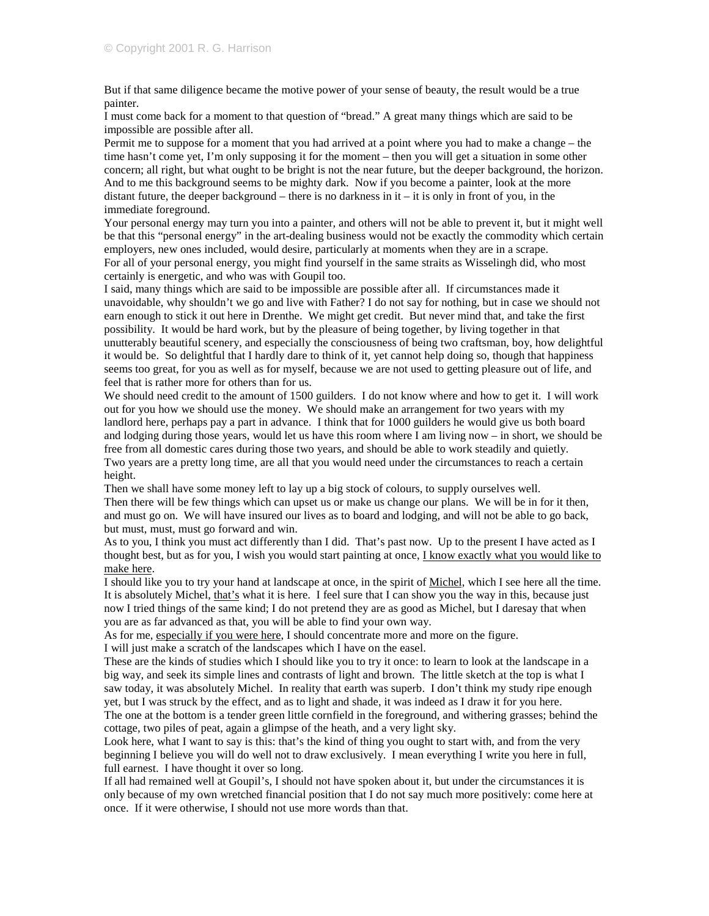But if that same diligence became the motive power of your sense of beauty, the result would be a true painter.

I must come back for a moment to that question of "bread." A great many things which are said to be impossible are possible after all.

Permit me to suppose for a moment that you had arrived at a point where you had to make a change – the time hasn't come yet, I'm only supposing it for the moment – then you will get a situation in some other concern; all right, but what ought to be bright is not the near future, but the deeper background, the horizon. And to me this background seems to be mighty dark. Now if you become a painter, look at the more distant future, the deeper background – there is no darkness in it – it is only in front of you, in the immediate foreground.

Your personal energy may turn you into a painter, and others will not be able to prevent it, but it might well be that this "personal energy" in the art-dealing business would not be exactly the commodity which certain employers, new ones included, would desire, particularly at moments when they are in a scrape.

For all of your personal energy, you might find yourself in the same straits as Wisselingh did, who most certainly is energetic, and who was with Goupil too.

I said, many things which are said to be impossible are possible after all. If circumstances made it unavoidable, why shouldn't we go and live with Father? I do not say for nothing, but in case we should not earn enough to stick it out here in Drenthe. We might get credit. But never mind that, and take the first possibility. It would be hard work, but by the pleasure of being together, by living together in that unutterably beautiful scenery, and especially the consciousness of being two craftsman, boy, how delightful it would be. So delightful that I hardly dare to think of it, yet cannot help doing so, though that happiness seems too great, for you as well as for myself, because we are not used to getting pleasure out of life, and feel that is rather more for others than for us.

We should need credit to the amount of 1500 guilders. I do not know where and how to get it. I will work out for you how we should use the money. We should make an arrangement for two years with my landlord here, perhaps pay a part in advance. I think that for 1000 guilders he would give us both board and lodging during those years, would let us have this room where I am living now – in short, we should be free from all domestic cares during those two years, and should be able to work steadily and quietly.

Two years are a pretty long time, are all that you would need under the circumstances to reach a certain height.

Then we shall have some money left to lay up a big stock of colours, to supply ourselves well.

Then there will be few things which can upset us or make us change our plans. We will be in for it then, and must go on. We will have insured our lives as to board and lodging, and will not be able to go back, but must, must, must go forward and win.

As to you, I think you must act differently than I did. That's past now. Up to the present I have acted as I thought best, but as for you, I wish you would start painting at once, <u>I know exactly what you would like to make here</u>.

I should like you to try your hand at landscape at once, in the spirit of <u>Michel</u>, which I see here all the time. It is absolutely Michel, <u>that's</u> what it is here. I feel sure that I can show you the way in this, because just now I tried things of the same kind; I do not pretend they are as good as Michel, but I daresay that when you are as far advanced as that, you will be able to find your own way.

As for me, <u>especially if you were here</u>, I should concentrate more and more on the figure.

I will just make a scratch of the landscapes which I have on the easel.

These are the kinds of studies which I should like you to try it once: to learn to look at the landscape in a big way, and seek its simple lines and contrasts of light and brown. The little sketch at the top is what I saw today, it was absolutely Michel. In reality that earth was superb. I don't think my study ripe enough yet, but I was struck by the effect, and as to light and shade, it was indeed as I draw it for you here.

The one at the bottom is a tender green little cornfield in the foreground, and withering grasses; behind the cottage, two piles of peat, again a glimpse of the heath, and a very light sky.

Look here, what I want to say is this: that's the kind of thing you ought to start with, and from the very beginning I believe you will do well not to draw exclusively. I mean everything I write you here in full, full earnest. I have thought it over so long.

If all had remained well at Goupil's, I should not have spoken about it, but under the circumstances it is only because of my own wretched financial position that I do not say much more positively: come here at once. If it were otherwise, I should not use more words than that.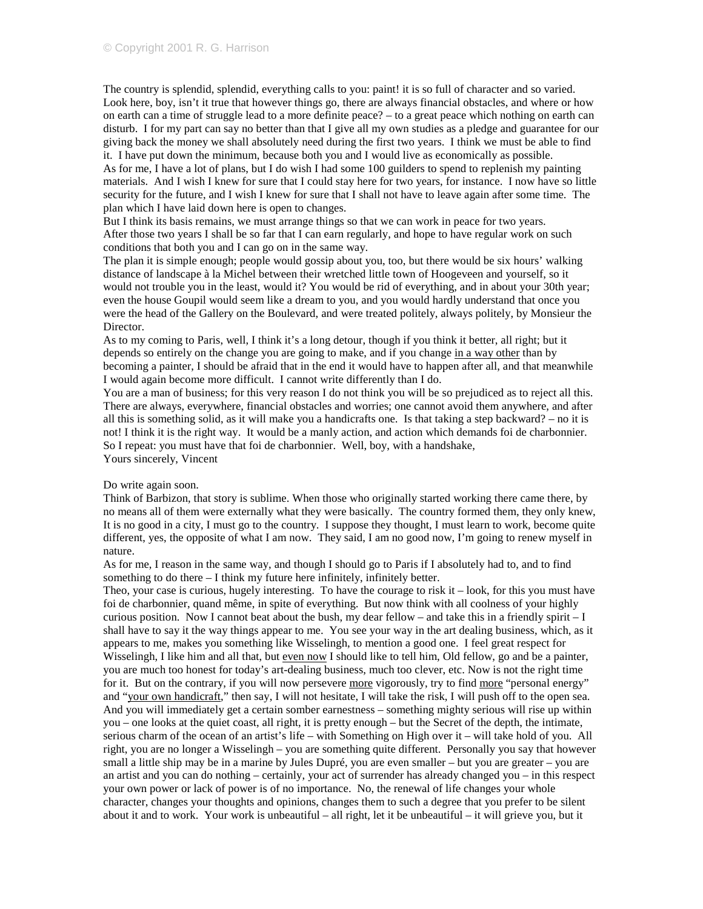The country is splendid, splendid, everything calls to you: paint! it is so full of character and so varied. Look here, boy, isn't it true that however things go, there are always financial obstacles, and where or how on earth can a time of struggle lead to a more definite peace? – to a great peace which nothing on earth can disturb. I for my part can say no better than that I give all my own studies as a pledge and guarantee for our giving back the money we shall absolutely need during the first two years. I think we must be able to find it. I have put down the minimum, because both you and I would live as economically as possible.
As for me, I have a lot of plans, but I do wish I had some 100 guilders to spend to replenish my painting materials. And I wish I knew for sure that I could stay here for two years, for instance. I now have so little security for the future, and I wish I knew for sure that I shall not have to leave again after some time. The plan which I have laid down here is open to changes.
But I think its basis remains, we must arrange things so that we can work in peace for two years.
After those two years I shall be so far that I can earn regularly, and hope to have regular work on such conditions that both you and I can go on in the same way.
The plan it is simple enough; people would gossip about you, too, but there would be six hours' walking distance of landscape à la Michel between their wretched little town of Hoogeveen and yourself, so it would not trouble you in the least, would it? You would be rid of everything, and in about your 30th year; even the house Goupil would seem like a dream to you, and you would hardly understand that once you were the head of the Gallery on the Boulevard, and were treated politely, always politely, by Monsieur the Director.
As to my coming to Paris, well, I think it's a long detour, though if you think it better, all right; but it depends so entirely on the change you are going to make, and if you change <u>in a way other</u> than by becoming a painter, I should be afraid that in the end it would have to happen after all, and that meanwhile I would again become more difficult. I cannot write differently than I do.
You are a man of business; for this very reason I do not think you will be so prejudiced as to reject all this. There are always, everywhere, financial obstacles and worries; one cannot avoid them anywhere, and after all this is something solid, as it will make you a handicrafts one. Is that taking a step backward? – no it is not! I think it is the right way. It would be a manly action, and action which demands foi de charbonnier. So I repeat: you must have that foi de charbonnier. Well, boy, with a handshake,
Yours sincerely, Vincent

Do write again soon.
Think of Barbizon, that story is sublime. When those who originally started working there came there, by no means all of them were externally what they were basically. The country formed them, they only knew, It is no good in a city, I must go to the country. I suppose they thought, I must learn to work, become quite different, yes, the opposite of what I am now. They said, I am no good now, I'm going to renew myself in nature.
As for me, I reason in the same way, and though I should go to Paris if I absolutely had to, and to find something to do there – I think my future here infinitely, infinitely better.
Theo, your case is curious, hugely interesting. To have the courage to risk it – look, for this you must have foi de charbonnier, quand même, in spite of everything. But now think with all coolness of your highly curious position. Now I cannot beat about the bush, my dear fellow – and take this in a friendly spirit – I shall have to say it the way things appear to me. You see your way in the art dealing business, which, as it appears to me, makes you something like Wisselingh, to mention a good one. I feel great respect for Wisselingh, I like him and all that, but <u>even now</u> I should like to tell him, Old fellow, go and be a painter, you are much too honest for today's art-dealing business, much too clever, etc. Now is not the right time for it. But on the contrary, if you will now persevere <u>more</u> vigorously, try to find <u>more</u> "personal energy" and "<u>your own handicraft</u>," then say, I will not hesitate, I will take the risk, I will push off to the open sea. And you will immediately get a certain somber earnestness – something mighty serious will rise up within you – one looks at the quiet coast, all right, it is pretty enough – but the Secret of the depth, the intimate, serious charm of the ocean of an artist's life – with Something on High over it – will take hold of you. All right, you are no longer a Wisselingh – you are something quite different. Personally you say that however small a little ship may be in a marine by Jules Dupré, you are even smaller – but you are greater – you are an artist and you can do nothing – certainly, your act of surrender has already changed you – in this respect your own power or lack of power is of no importance. No, the renewal of life changes your whole character, changes your thoughts and opinions, changes them to such a degree that you prefer to be silent about it and to work. Your work is unbeautiful – all right, let it be unbeautiful – it will grieve you, but it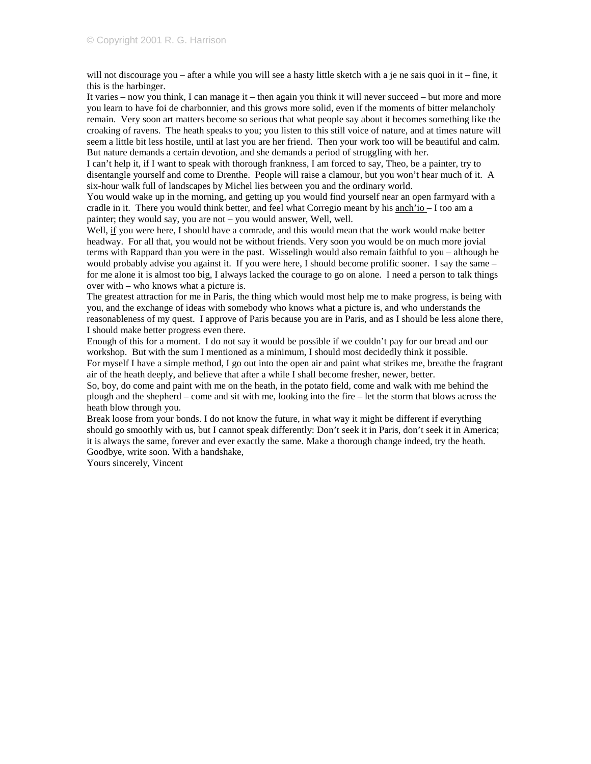will not discourage you – after a while you will see a hasty little sketch with a je ne sais quoi in it – fine, it this is the harbinger.

It varies – now you think, I can manage it – then again you think it will never succeed – but more and more you learn to have foi de charbonnier, and this grows more solid, even if the moments of bitter melancholy remain. Very soon art matters become so serious that what people say about it becomes something like the croaking of ravens. The heath speaks to you; you listen to this still voice of nature, and at times nature will seem a little bit less hostile, until at last you are her friend. Then your work too will be beautiful and calm. But nature demands a certain devotion, and she demands a period of struggling with her.

I can't help it, if I want to speak with thorough frankness, I am forced to say, Theo, be a painter, try to disentangle yourself and come to Drenthe. People will raise a clamour, but you won't hear much of it. A six-hour walk full of landscapes by Michel lies between you and the ordinary world.

You would wake up in the morning, and getting up you would find yourself near an open farmyard with a cradle in it. There you would think better, and feel what Corregio meant by his anch'io – I too am a painter; they would say, you are not – you would answer, Well, well.

Well, if you were here, I should have a comrade, and this would mean that the work would make better headway. For all that, you would not be without friends. Very soon you would be on much more jovial terms with Rappard than you were in the past. Wisselingh would also remain faithful to you – although he would probably advise you against it. If you were here, I should become prolific sooner. I say the same – for me alone it is almost too big, I always lacked the courage to go on alone. I need a person to talk things over with – who knows what a picture is.

The greatest attraction for me in Paris, the thing which would most help me to make progress, is being with you, and the exchange of ideas with somebody who knows what a picture is, and who understands the reasonableness of my quest. I approve of Paris because you are in Paris, and as I should be less alone there, I should make better progress even there.

Enough of this for a moment. I do not say it would be possible if we couldn't pay for our bread and our workshop. But with the sum I mentioned as a minimum, I should most decidedly think it possible.

For myself I have a simple method, I go out into the open air and paint what strikes me, breathe the fragrant air of the heath deeply, and believe that after a while I shall become fresher, newer, better.

So, boy, do come and paint with me on the heath, in the potato field, come and walk with me behind the plough and the shepherd – come and sit with me, looking into the fire – let the storm that blows across the heath blow through you.

Break loose from your bonds. I do not know the future, in what way it might be different if everything should go smoothly with us, but I cannot speak differently: Don't seek it in Paris, don't seek it in America; it is always the same, forever and ever exactly the same. Make a thorough change indeed, try the heath.

Goodbye, write soon. With a handshake,

Yours sincerely, Vincent